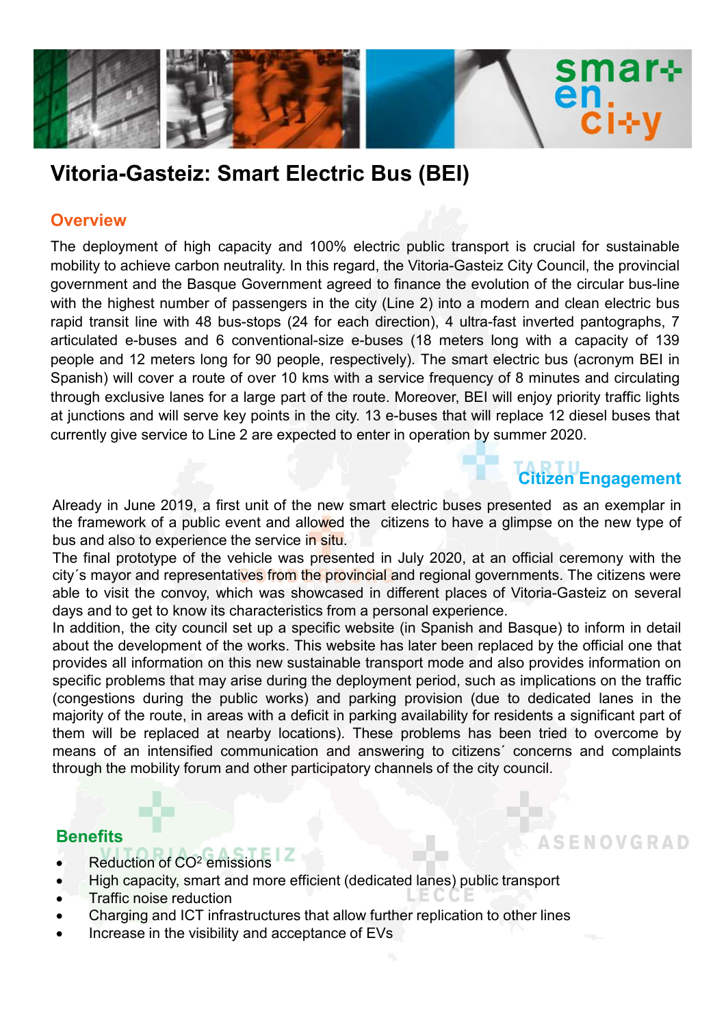# Vitoria-Gasteiz: Smart Electric Bus (BEI)

## Overview

The deployment of high capacity and 100% electric public transport is crucial for sustainable mobility to achieve carbon neutrality. In this regard, the Vitoria-Gasteiz City Council, the provincial government and the Basque Government agreed to finance the evolution of the circular bus-line with the highest number of passengers in the city (Line 2) into a modern and clean electric bus rapid transit line with 48 bus-stops (24 for each direction), 4 ultra-fast inverted pantographs, 7 articulated e-buses and 6 conventional-size e-buses (18 meters long with a capacity of 139 people and 12 meters long for 90 people, respectively). The smart electric bus (acronym BEI in Spanish) will cover a route of over 10 kms with a service frequency of 8 minutes and circulating through exclusive lanes for a large part of the route. Moreover, BEI will enjoy priority traffic lights at junctions and will serve key points in the city. 13 e-buses that will replace 12 diesel buses that currently give service to Line 2 are expected to enter in operation by summer 2020.

## Citizen Engagement

Already in June 2019, a first unit of the new smart electric buses presented as an exemplar in the framework of a public event and allowed the citizens to have a glimpse on the new type of bus and also to experience the service in situ.

The final prototype of the vehicle was presented in July 2020, at an official ceremony with the city´s mayor and representatives from the provincial and regional governments. The citizens were able to visit the convoy, which was showcased in different places of Vitoria-Gasteiz on several days and to get to know its characteristics from a personal experience.

In addition, the city council set up a specific website (in Spanish and Basque) to inform in detail about the development of the works. This website has later been replaced by the official one that provides all information on this new sustainable transport mode and also provides information on specific problems that may arise during the deployment period, such as implications on the traffic (congestions during the public works) and parking provision (due to dedicated lanes in the majority of the route, in areas with a deficit in parking availability for residents a significant part of them will be replaced at nearby locations). These problems has been tried to overcome by means of an intensified communication and answering to citizens´ concerns and complaints through the mobility forum and other participatory channels of the city council.

## Benefits

- Reduction of $CO^2$ emissions
- High capacity, smart and more efficient (dedicated lanes) public transport
- Traffic noise reduction
- Charging and ICT infrastructures that allow further replication to other lines
- Increase in the visibility and acceptance of EVs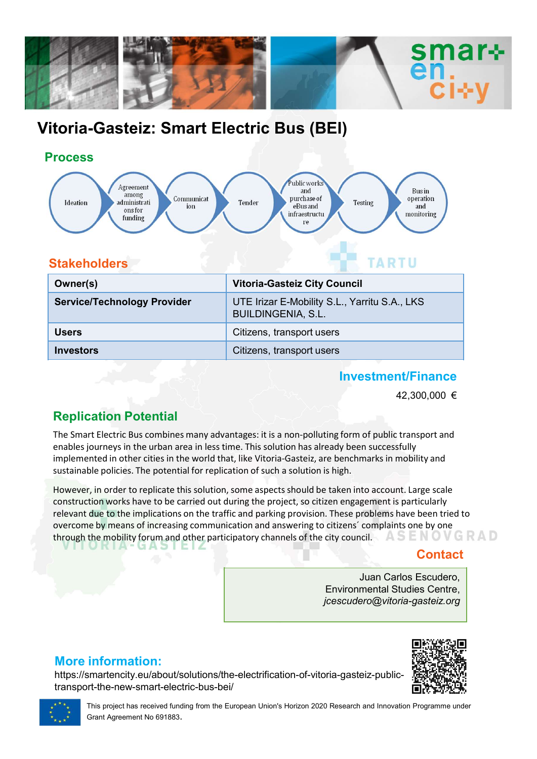# Vitoria-Gasteiz: Smart Electric Bus (BEI)

## Process

Ideation → Agreement among administrations for funding → Communication → Tender → Public works and purchase of eBus and infraestructure → Testing → Bus in operation and monitoring

## Stakeholders

| | |
|---|---|
| **Owner(s)** | **Vitoria-Gasteiz City Council** |
| **Service/Technology Provider** | UTE Irizar E-Mobility S.L., Yarritu S.A., LKS BUILDINGENIA, S.L. |
| **Users** | Citizens, transport users |
| **Investors** | Citizens, transport users |

## Investment/Finance

42,300,000 €

## Replication Potential

The Smart Electric Bus combines many advantages: it is a non-polluting form of public transport and enables journeys in the urban area in less time. This solution has already been successfully implemented in other cities in the world that, like Vitoria-Gasteiz, are benchmarks in mobility and sustainable policies. The potential for replication of such a solution is high.

However, in order to replicate this solution, some aspects should be taken into account. Large scale construction works have to be carried out during the project, so citizen engagement is particularly relevant due to the implications on the traffic and parking provision. These problems have been tried to overcome by means of increasing communication and answering to citizens´ complaints one by one through the mobility forum and other participatory channels of the city council.

## Contact

Juan Carlos Escudero,
Environmental Studies Centre,
*jcescudero@vitoria-gasteiz.org*

## More information:

https://smartencity.eu/about/solutions/the-electrification-of-vitoria-gasteiz-public-transport-the-new-smart-electric-bus-bei/

This project has received funding from the European Union's Horizon 2020 Research and Innovation Programme under Grant Agreement No 691883.